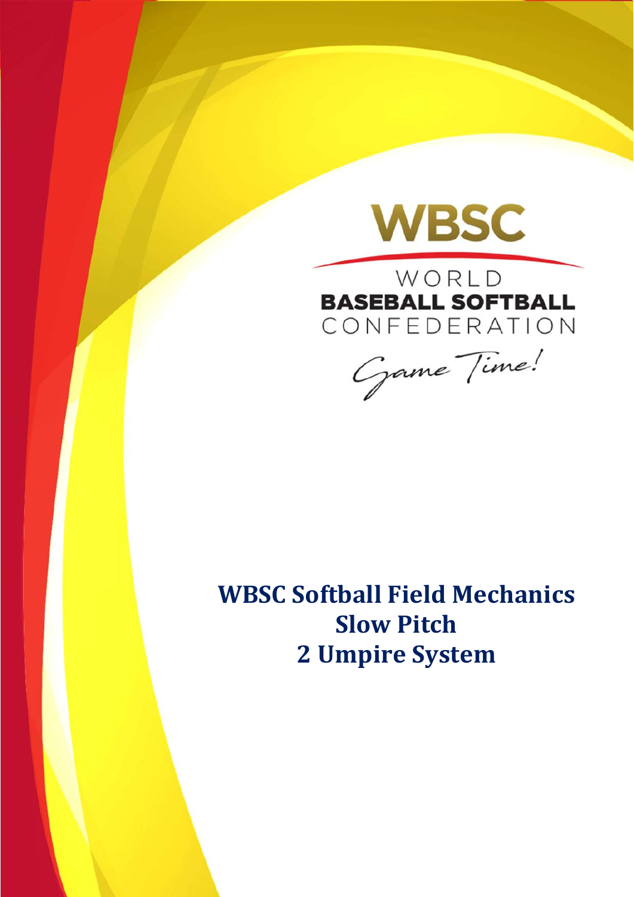WBSC

WORLD
BASEBALL SOFTBALL
CONFEDERATION

Game Time!

# WBSC Softball Field Mechanics
# Slow Pitch
# 2 Umpire System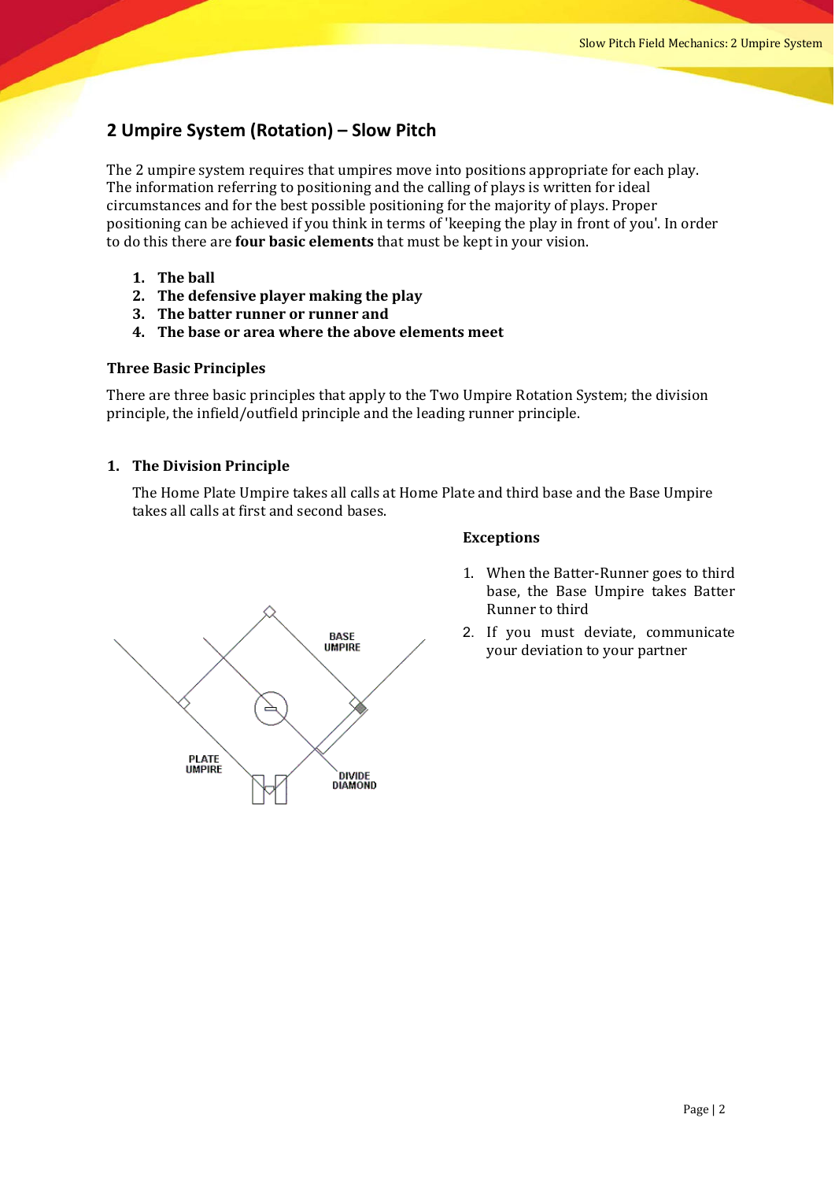## 2 Umpire System (Rotation) – Slow Pitch

The 2 umpire system requires that umpires move into positions appropriate for each play. The information referring to positioning and the calling of plays is written for ideal circumstances and for the best possible positioning for the majority of plays. Proper positioning can be achieved if you think in terms of 'keeping the play in front of you'. In order to do this there are **four basic elements** that must be kept in your vision.

1. **The ball**
2. **The defensive player making the play**
3. **The batter runner or runner and**
4. **The base or area where the above elements meet**

### Three Basic Principles

There are three basic principles that apply to the Two Umpire Rotation System; the division principle, the infield/outfield principle and the leading runner principle.

#### 1. The Division Principle

The Home Plate Umpire takes all calls at Home Plate and third base and the Base Umpire takes all calls at first and second bases.

BASE UMPIRE

PLATE UMPIRE

DIVIDE DIAMOND

**Exceptions**

1. When the Batter-Runner goes to third base, the Base Umpire takes Batter Runner to third
2. If you must deviate, communicate your deviation to your partner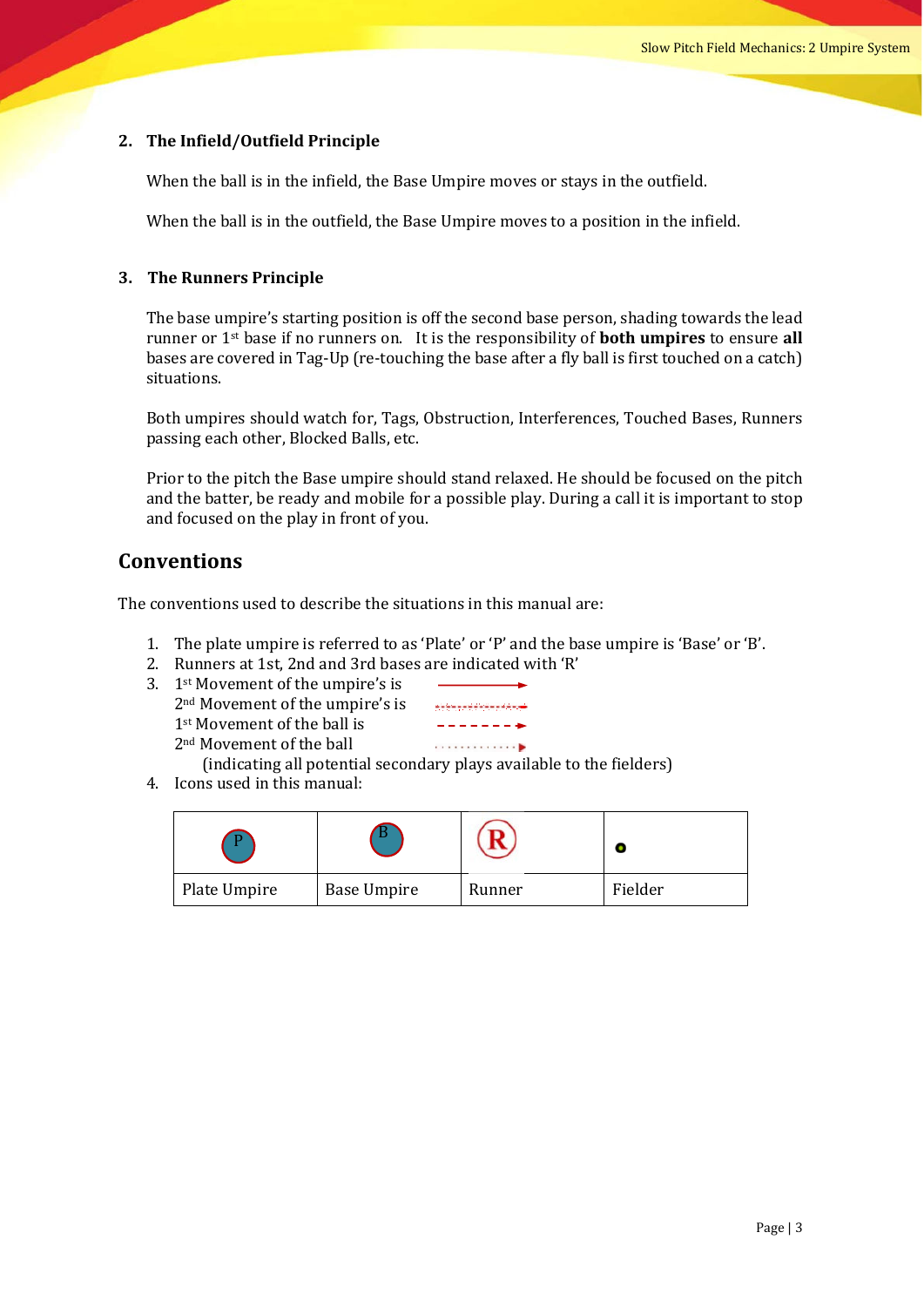### 2. The Infield/Outfield Principle

When the ball is in the infield, the Base Umpire moves or stays in the outfield.

When the ball is in the outfield, the Base Umpire moves to a position in the infield.

### 3. The Runners Principle

The base umpire's starting position is off the second base person, shading towards the lead runner or 1st base if no runners on. It is the responsibility of **both umpires** to ensure **all** bases are covered in Tag-Up (re-touching the base after a fly ball is first touched on a catch) situations.

Both umpires should watch for, Tags, Obstruction, Interferences, Touched Bases, Runners passing each other, Blocked Balls, etc.

Prior to the pitch the Base umpire should stand relaxed. He should be focused on the pitch and the batter, be ready and mobile for a possible play. During a call it is important to stop and focused on the play in front of you.

## Conventions

The conventions used to describe the situations in this manual are:

1. The plate umpire is referred to as 'Plate' or 'P' and the base umpire is 'Base' or 'B'.
2. Runners at 1st, 2nd and 3rd bases are indicated with 'R'
3. 1st Movement of the umpire's is ⟶
   2nd Movement of the umpire's is ⇢
   1st Movement of the ball is - - - - - - ⟶
   2nd Movement of the ball · · · · · · · · · ▸
   (indicating all potential secondary plays available to the fielders)
4. Icons used in this manual:

| P | B | R | • |
|---|---|---|---|
| Plate Umpire | Base Umpire | Runner | Fielder |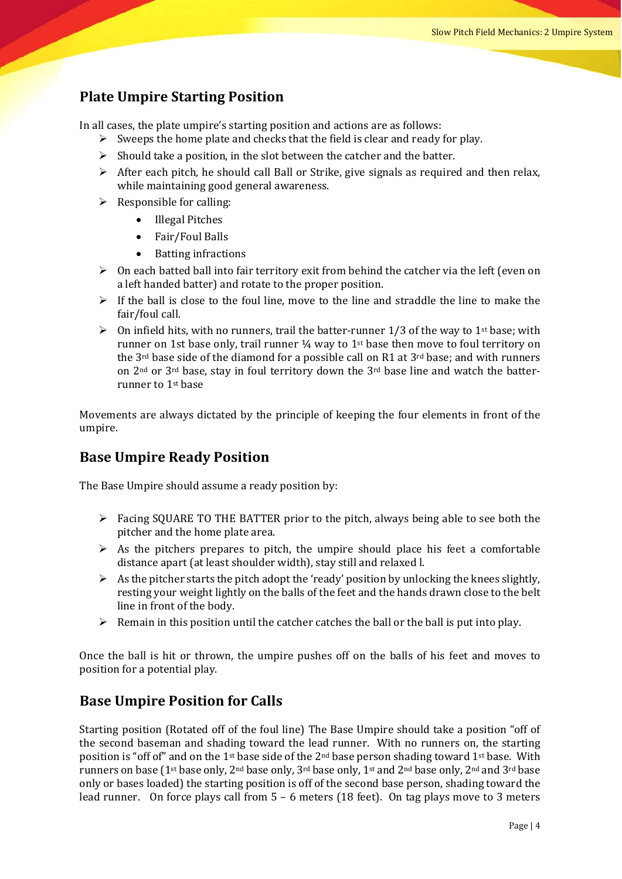## Plate Umpire Starting Position

In all cases, the plate umpire's starting position and actions are as follows:

- Sweeps the home plate and checks that the field is clear and ready for play.
- Should take a position, in the slot between the catcher and the batter.
- After each pitch, he should call Ball or Strike, give signals as required and then relax, while maintaining good general awareness.
- Responsible for calling:
  - Illegal Pitches
  - Fair/Foul Balls
  - Batting infractions
- On each batted ball into fair territory exit from behind the catcher via the left (even on a left handed batter) and rotate to the proper position.
- If the ball is close to the foul line, move to the line and straddle the line to make the fair/foul call.
- On infield hits, with no runners, trail the batter-runner 1/3 of the way to 1st base; with runner on 1st base only, trail runner ¼ way to 1st base then move to foul territory on the 3rd base side of the diamond for a possible call on R1 at 3rd base; and with runners on 2nd or 3rd base, stay in foul territory down the 3rd base line and watch the batter-runner to 1st base

Movements are always dictated by the principle of keeping the four elements in front of the umpire.

## Base Umpire Ready Position

The Base Umpire should assume a ready position by:

- Facing SQUARE TO THE BATTER prior to the pitch, always being able to see both the pitcher and the home plate area.
- As the pitchers prepares to pitch, the umpire should place his feet a comfortable distance apart (at least shoulder width), stay still and relaxed l.
- As the pitcher starts the pitch adopt the 'ready' position by unlocking the knees slightly, resting your weight lightly on the balls of the feet and the hands drawn close to the belt line in front of the body.
- Remain in this position until the catcher catches the ball or the ball is put into play.

Once the ball is hit or thrown, the umpire pushes off on the balls of his feet and moves to position for a potential play.

## Base Umpire Position for Calls

Starting position (Rotated off of the foul line) The Base Umpire should take a position "off of the second baseman and shading toward the lead runner. With no runners on, the starting position is "off of" and on the 1st base side of the 2nd base person shading toward 1st base. With runners on base (1st base only, 2nd base only, 3rd base only, 1st and 2nd base only, 2nd and 3rd base only or bases loaded) the starting position is off of the second base person, shading toward the lead runner. On force plays call from 5 – 6 meters (18 feet). On tag plays move to 3 meters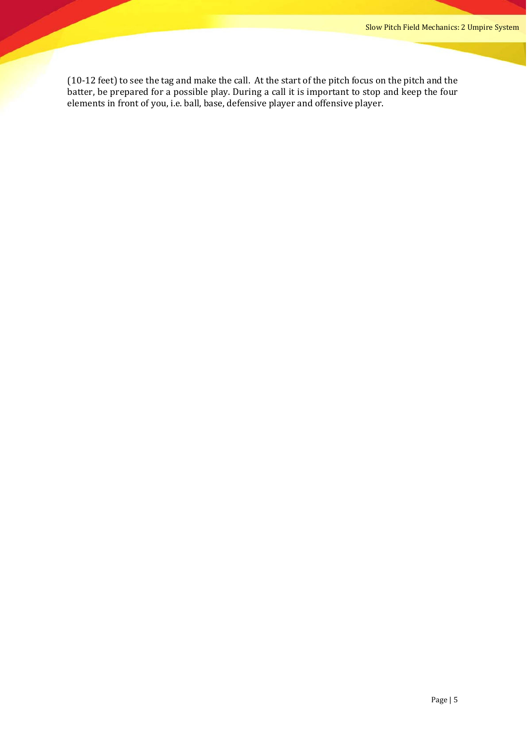(10-12 feet) to see the tag and make the call. At the start of the pitch focus on the pitch and the batter, be prepared for a possible play. During a call it is important to stop and keep the four elements in front of you, i.e. ball, base, defensive player and offensive player.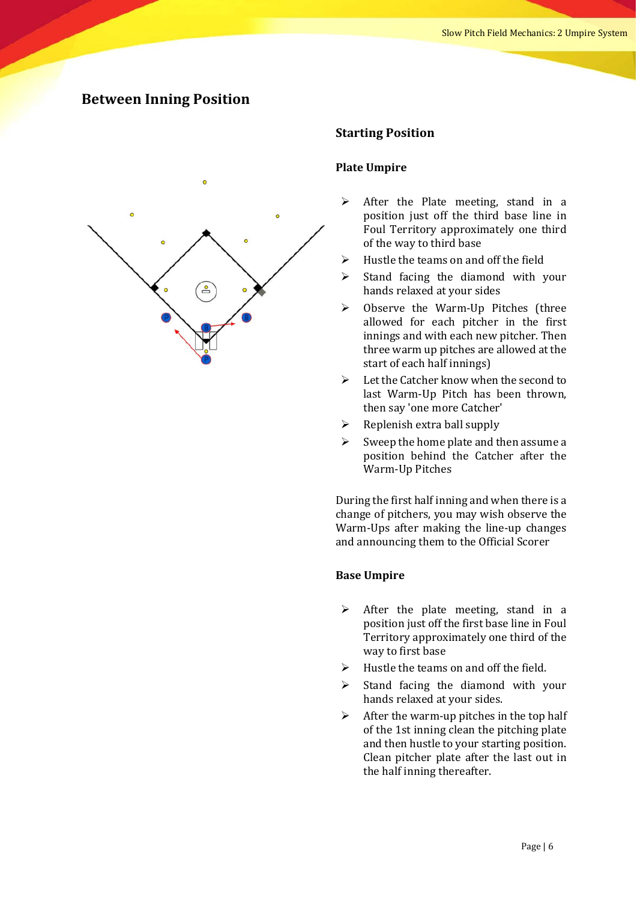## Between Inning Position

### Starting Position

#### Plate Umpire

- After the Plate meeting, stand in a position just off the third base line in Foul Territory approximately one third of the way to third base
- Hustle the teams on and off the field
- Stand facing the diamond with your hands relaxed at your sides
- Observe the Warm-Up Pitches (three allowed for each pitcher in the first innings and with each new pitcher. Then three warm up pitches are allowed at the start of each half innings)
- Let the Catcher know when the second to last Warm-Up Pitch has been thrown, then say 'one more Catcher'
- Replenish extra ball supply
- Sweep the home plate and then assume a position behind the Catcher after the Warm-Up Pitches

During the first half inning and when there is a change of pitchers, you may wish observe the Warm-Ups after making the line-up changes and announcing them to the Official Scorer

#### Base Umpire

- After the plate meeting, stand in a position just off the first base line in Foul Territory approximately one third of the way to first base
- Hustle the teams on and off the field.
- Stand facing the diamond with your hands relaxed at your sides.
- After the warm-up pitches in the top half of the 1st inning clean the pitching plate and then hustle to your starting position. Clean pitcher plate after the last out in the half inning thereafter.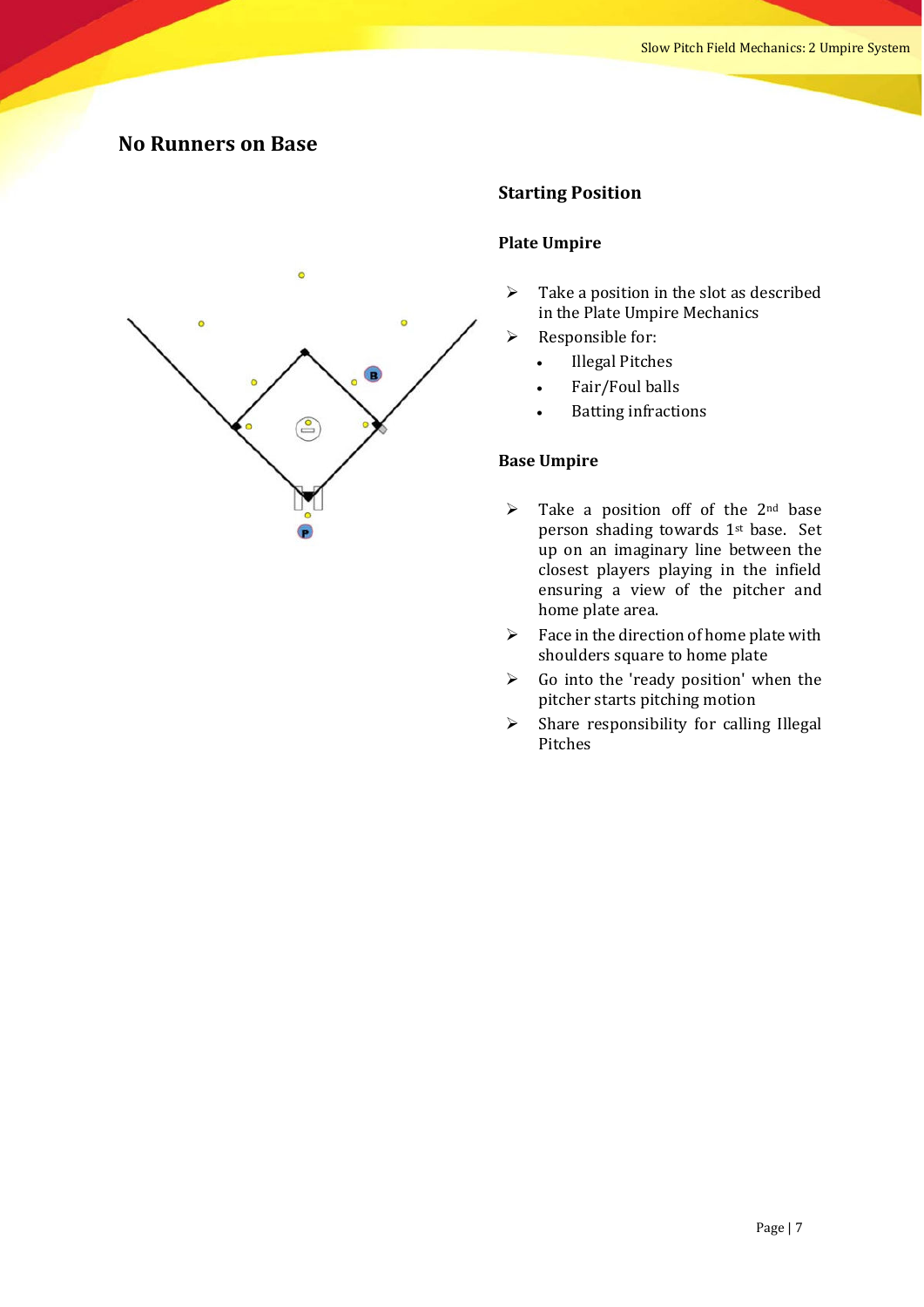## No Runners on Base

### Starting Position

#### Plate Umpire

- Take a position in the slot as described in the Plate Umpire Mechanics
- Responsible for:
  - Illegal Pitches
  - Fair/Foul balls
  - Batting infractions

#### Base Umpire

- Take a position off of the 2nd base person shading towards 1st base. Set up on an imaginary line between the closest players playing in the infield ensuring a view of the pitcher and home plate area.
- Face in the direction of home plate with shoulders square to home plate
- Go into the 'ready position' when the pitcher starts pitching motion
- Share responsibility for calling Illegal Pitches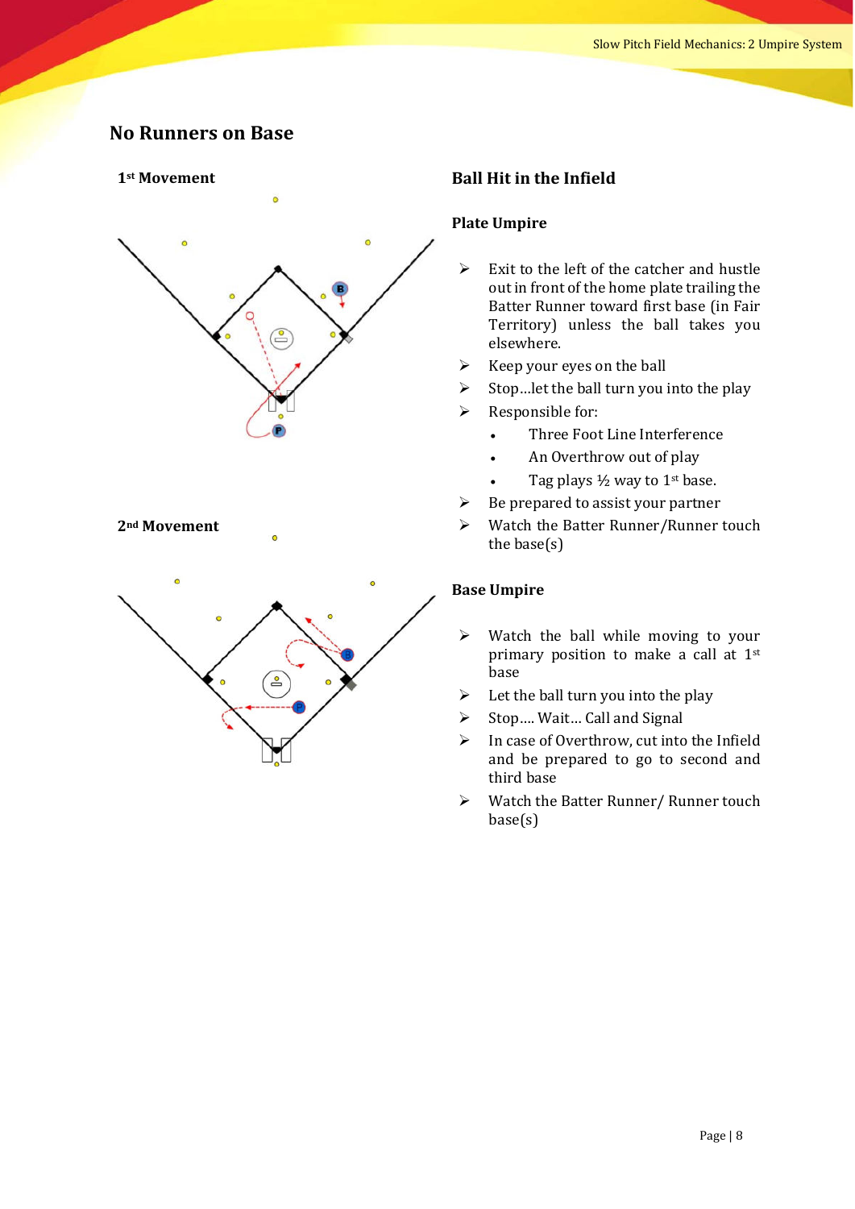## No Runners on Base

**1st Movement**

**2nd Movement**

### Ball Hit in the Infield

**Plate Umpire**

- Exit to the left of the catcher and hustle out in front of the home plate trailing the Batter Runner toward first base (in Fair Territory) unless the ball takes you elsewhere.
- Keep your eyes on the ball
- Stop…let the ball turn you into the play
- Responsible for:
  - Three Foot Line Interference
  - An Overthrow out of play
  - Tag plays ½ way to 1st base.
- Be prepared to assist your partner
- Watch the Batter Runner/Runner touch the base(s)

**Base Umpire**

- Watch the ball while moving to your primary position to make a call at 1st base
- Let the ball turn you into the play
- Stop…. Wait… Call and Signal
- In case of Overthrow, cut into the Infield and be prepared to go to second and third base
- Watch the Batter Runner/ Runner touch base(s)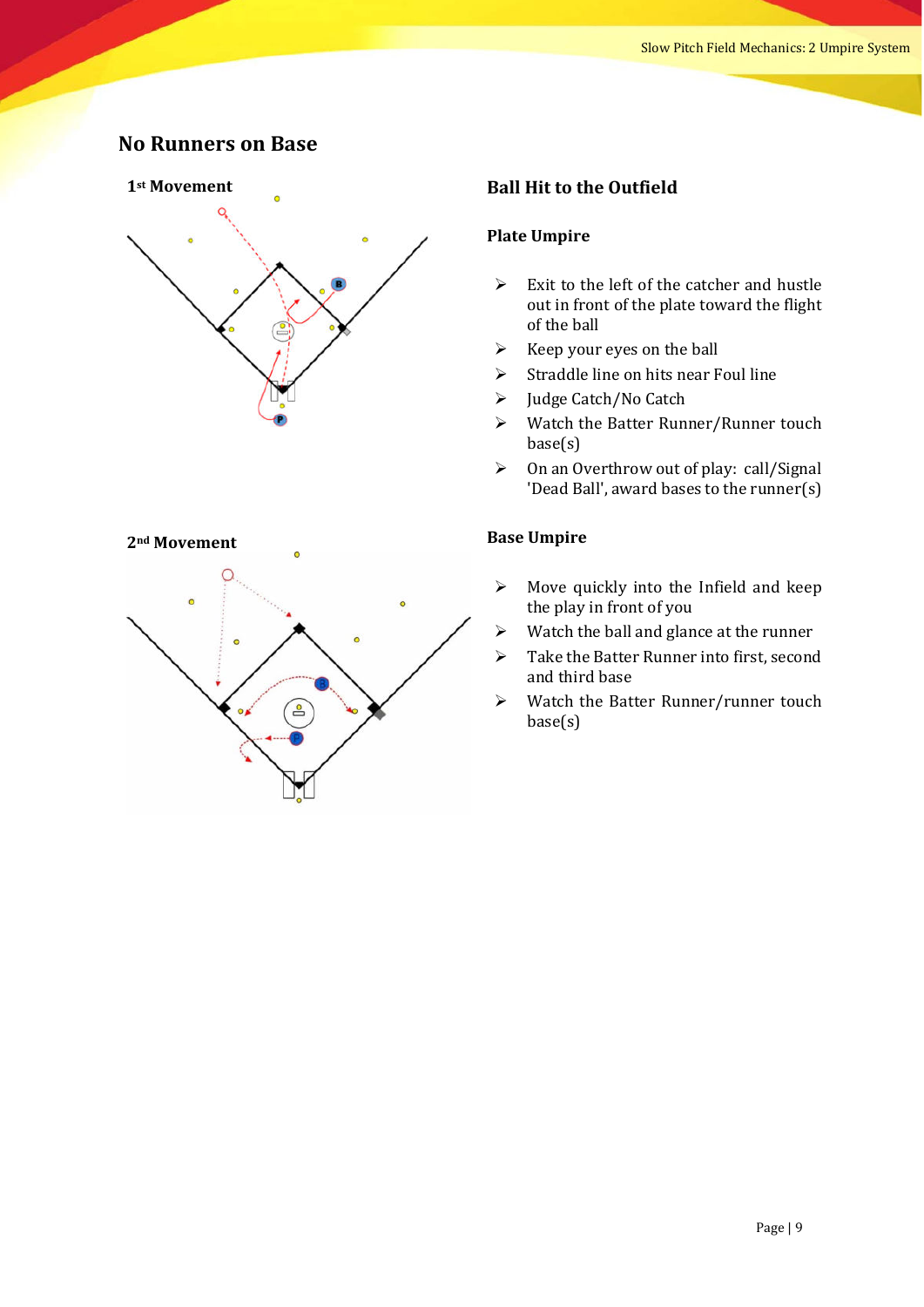## No Runners on Base

**1st Movement**

**2nd Movement**

### Ball Hit to the Outfield

**Plate Umpire**

- Exit to the left of the catcher and hustle out in front of the plate toward the flight of the ball
- Keep your eyes on the ball
- Straddle line on hits near Foul line
- Judge Catch/No Catch
- Watch the Batter Runner/Runner touch base(s)
- On an Overthrow out of play: call/Signal 'Dead Ball', award bases to the runner(s)

**Base Umpire**

- Move quickly into the Infield and keep the play in front of you
- Watch the ball and glance at the runner
- Take the Batter Runner into first, second and third base
- Watch the Batter Runner/runner touch base(s)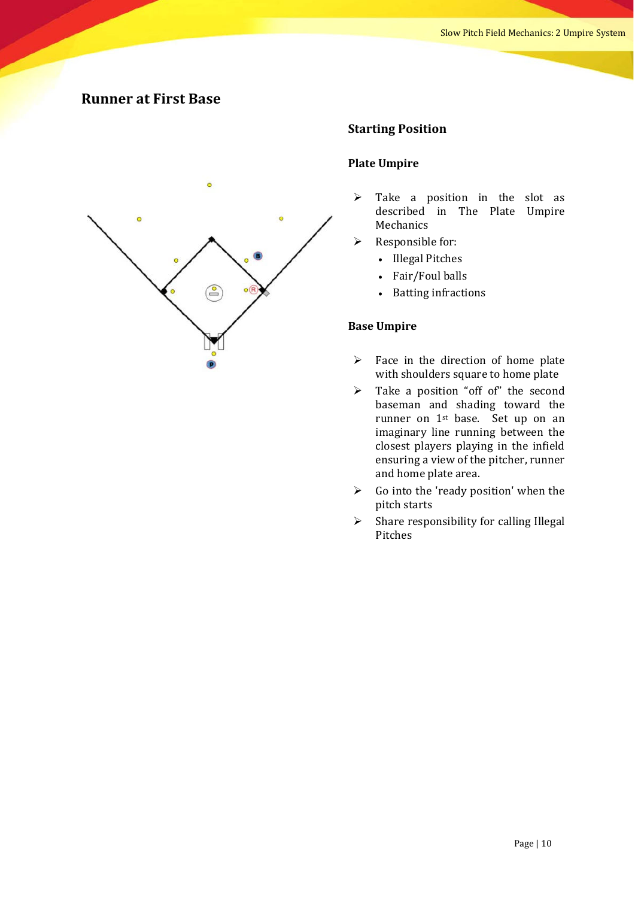## Runner at First Base

### Starting Position

#### Plate Umpire

- Take a position in the slot as described in The Plate Umpire Mechanics
- Responsible for:
  - Illegal Pitches
  - Fair/Foul balls
  - Batting infractions

#### Base Umpire

- Face in the direction of home plate with shoulders square to home plate
- Take a position "off of" the second baseman and shading toward the runner on 1st base. Set up on an imaginary line running between the closest players playing in the infield ensuring a view of the pitcher, runner and home plate area.
- Go into the 'ready position' when the pitch starts
- Share responsibility for calling Illegal Pitches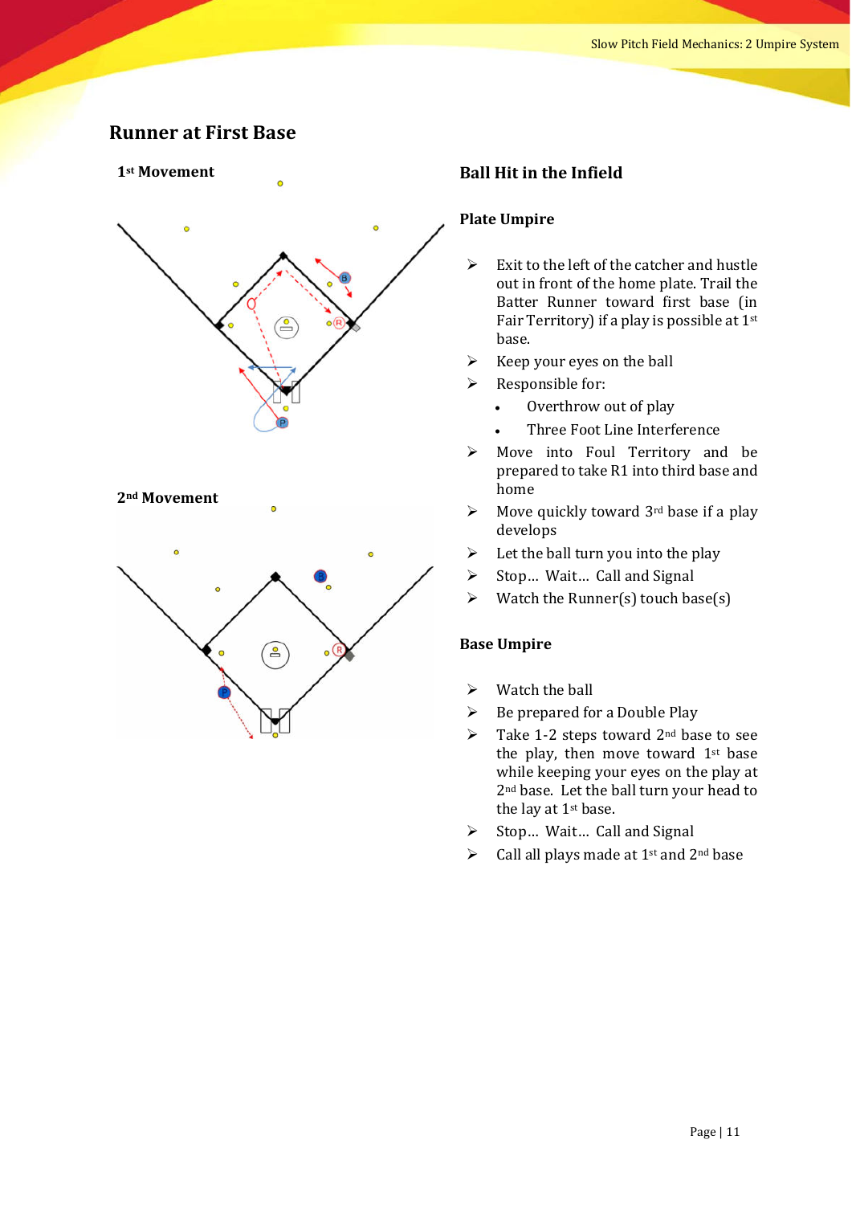## Runner at First Base

**1st Movement**

**2nd Movement**

### Ball Hit in the Infield

#### Plate Umpire

- Exit to the left of the catcher and hustle out in front of the home plate. Trail the Batter Runner toward first base (in Fair Territory) if a play is possible at 1st base.
- Keep your eyes on the ball
- Responsible for:
  - Overthrow out of play
  - Three Foot Line Interference
- Move into Foul Territory and be prepared to take R1 into third base and home
- Move quickly toward 3rd base if a play develops
- Let the ball turn you into the play
- Stop… Wait… Call and Signal
- Watch the Runner(s) touch base(s)

#### Base Umpire

- Watch the ball
- Be prepared for a Double Play
- Take 1-2 steps toward 2nd base to see the play, then move toward 1st base while keeping your eyes on the play at 2nd base. Let the ball turn your head to the lay at 1st base.
- Stop… Wait… Call and Signal
- Call all plays made at 1st and 2nd base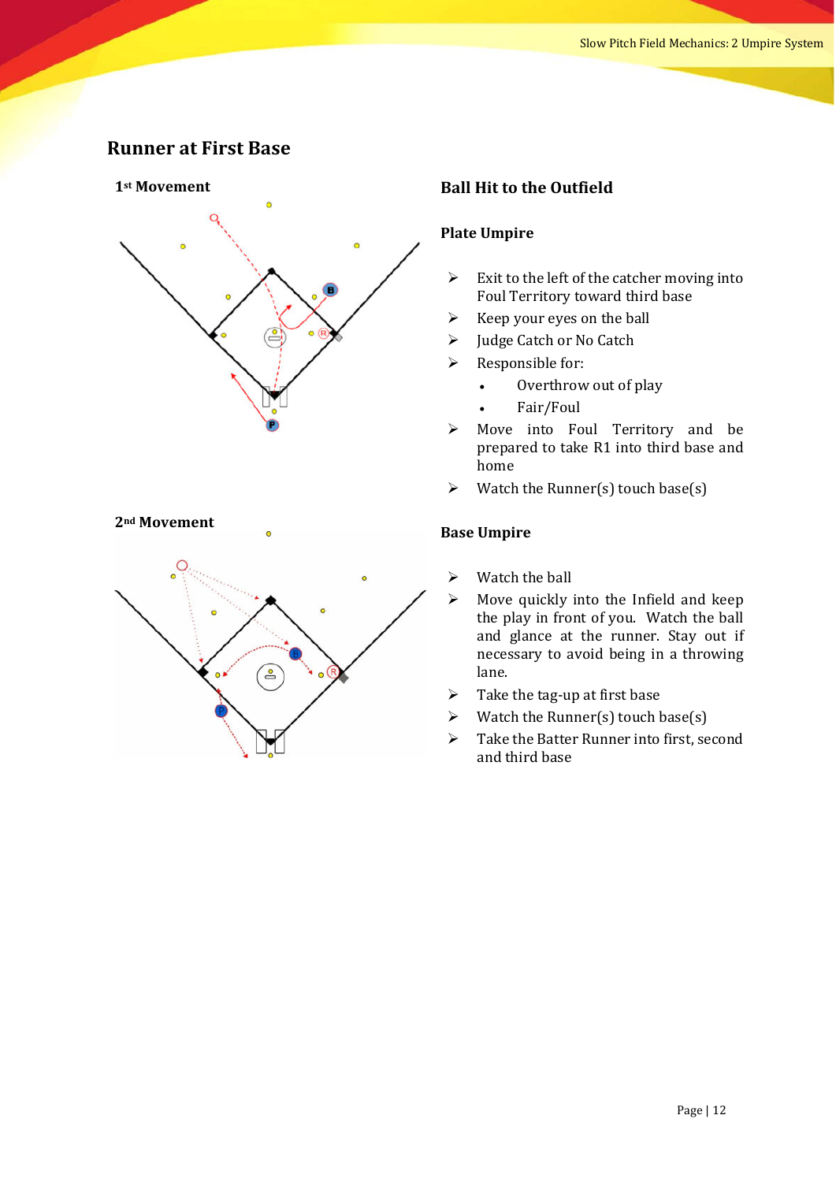## Runner at First Base

**1st Movement**

**2nd Movement**

### Ball Hit to the Outfield

#### Plate Umpire

- Exit to the left of the catcher moving into Foul Territory toward third base
- Keep your eyes on the ball
- Judge Catch or No Catch
- Responsible for:
  - Overthrow out of play
  - Fair/Foul
- Move into Foul Territory and be prepared to take R1 into third base and home
- Watch the Runner(s) touch base(s)

#### Base Umpire

- Watch the ball
- Move quickly into the Infield and keep the play in front of you. Watch the ball and glance at the runner. Stay out if necessary to avoid being in a throwing lane.
- Take the tag-up at first base
- Watch the Runner(s) touch base(s)
- Take the Batter Runner into first, second and third base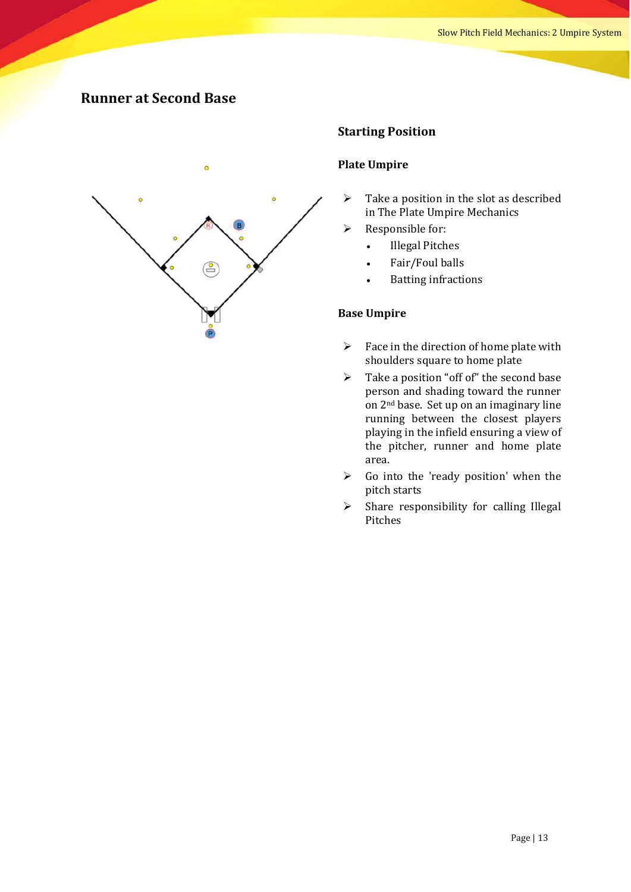## Runner at Second Base

### Starting Position

#### Plate Umpire

- Take a position in the slot as described in The Plate Umpire Mechanics
- Responsible for:
  - Illegal Pitches
  - Fair/Foul balls
  - Batting infractions

#### Base Umpire

- Face in the direction of home plate with shoulders square to home plate
- Take a position "off of" the second base person and shading toward the runner on 2nd base. Set up on an imaginary line running between the closest players playing in the infield ensuring a view of the pitcher, runner and home plate area.
- Go into the 'ready position' when the pitch starts
- Share responsibility for calling Illegal Pitches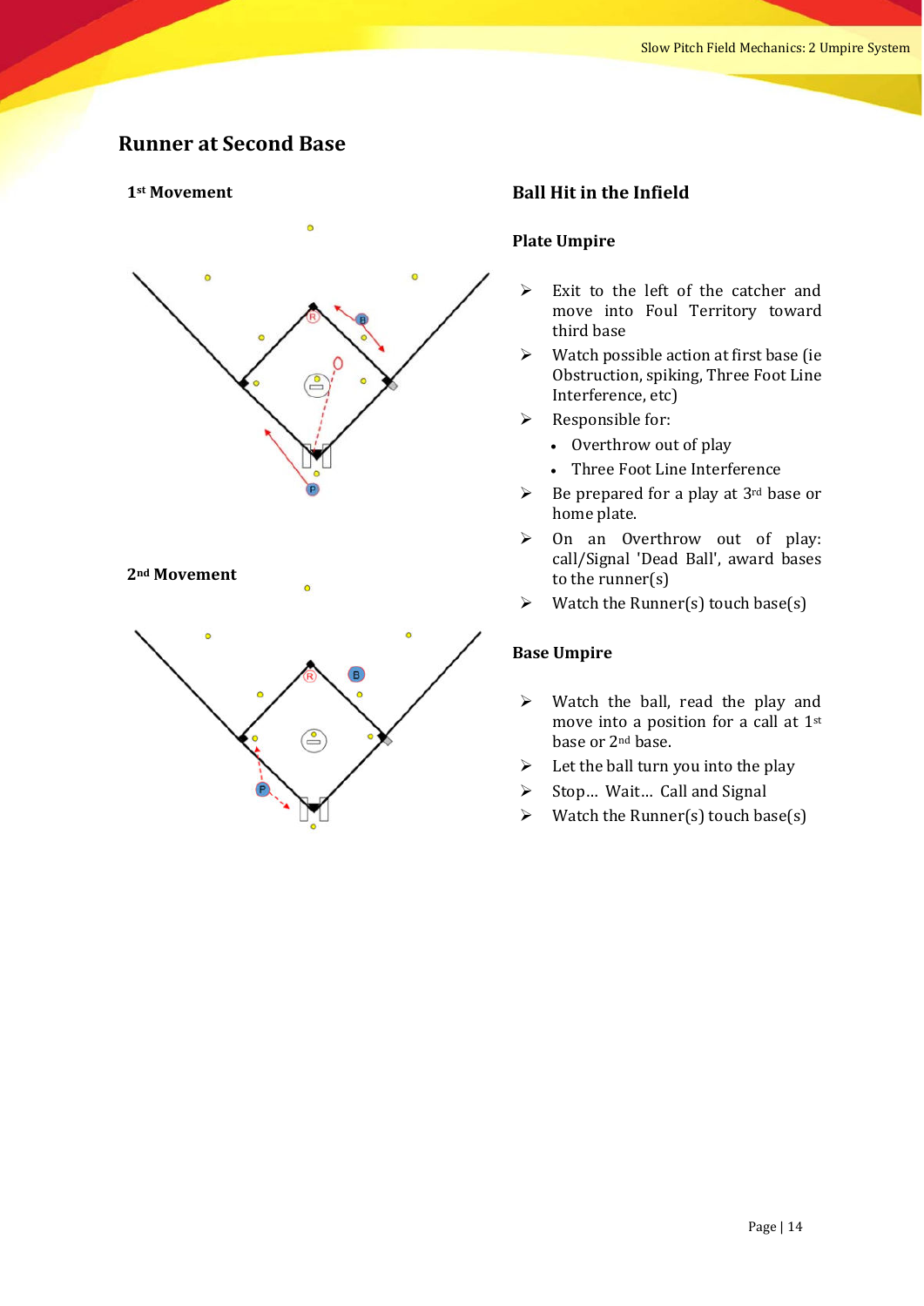## Runner at Second Base

**1st Movement**

**2nd Movement**

### Ball Hit in the Infield

#### Plate Umpire

- Exit to the left of the catcher and move into Foul Territory toward third base
- Watch possible action at first base (ie Obstruction, spiking, Three Foot Line Interference, etc)
- Responsible for:
  - Overthrow out of play
  - Three Foot Line Interference
- Be prepared for a play at 3rd base or home plate.
- On an Overthrow out of play: call/Signal 'Dead Ball', award bases to the runner(s)
- Watch the Runner(s) touch base(s)

#### Base Umpire

- Watch the ball, read the play and move into a position for a call at 1st base or 2nd base.
- Let the ball turn you into the play
- Stop… Wait… Call and Signal
- Watch the Runner(s) touch base(s)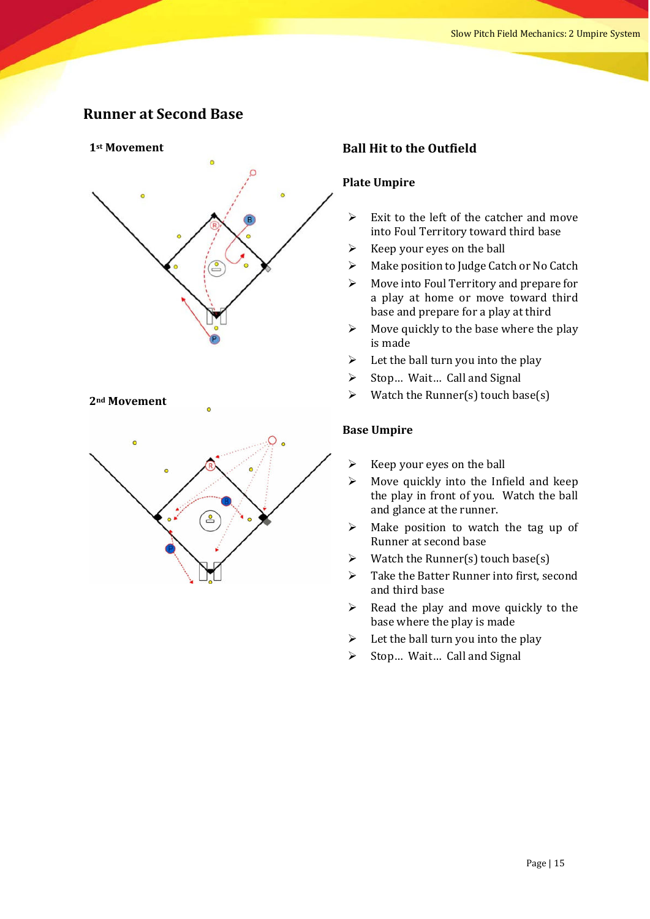## Runner at Second Base

**1st Movement**

**2nd Movement**

### Ball Hit to the Outfield

#### Plate Umpire

- Exit to the left of the catcher and move into Foul Territory toward third base
- Keep your eyes on the ball
- Make position to Judge Catch or No Catch
- Move into Foul Territory and prepare for a play at home or move toward third base and prepare for a play at third
- Move quickly to the base where the play is made
- Let the ball turn you into the play
- Stop… Wait… Call and Signal
- Watch the Runner(s) touch base(s)

#### Base Umpire

- Keep your eyes on the ball
- Move quickly into the Infield and keep the play in front of you. Watch the ball and glance at the runner.
- Make position to watch the tag up of Runner at second base
- Watch the Runner(s) touch base(s)
- Take the Batter Runner into first, second and third base
- Read the play and move quickly to the base where the play is made
- Let the ball turn you into the play
- Stop… Wait… Call and Signal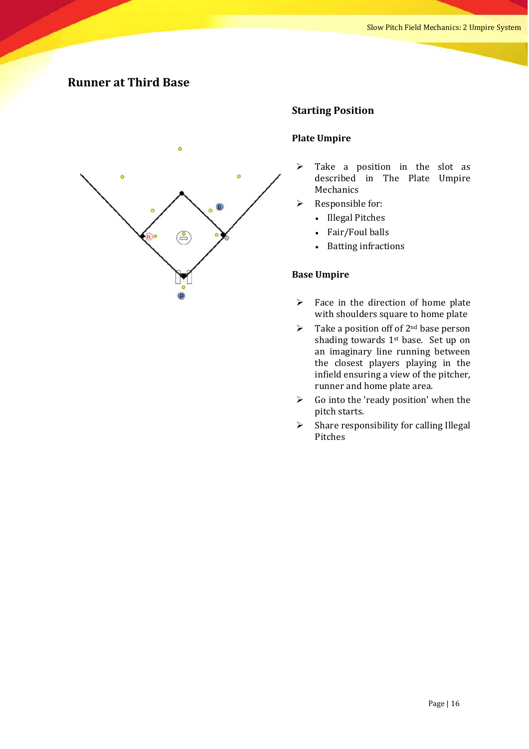## Runner at Third Base

### Starting Position

**Plate Umpire**

- Take a position in the slot as described in The Plate Umpire Mechanics
- Responsible for:
  - Illegal Pitches
  - Fair/Foul balls
  - Batting infractions

**Base Umpire**

- Face in the direction of home plate with shoulders square to home plate
- Take a position off of 2nd base person shading towards 1st base. Set up on an imaginary line running between the closest players playing in the infield ensuring a view of the pitcher, runner and home plate area.
- Go into the 'ready position' when the pitch starts.
- Share responsibility for calling Illegal Pitches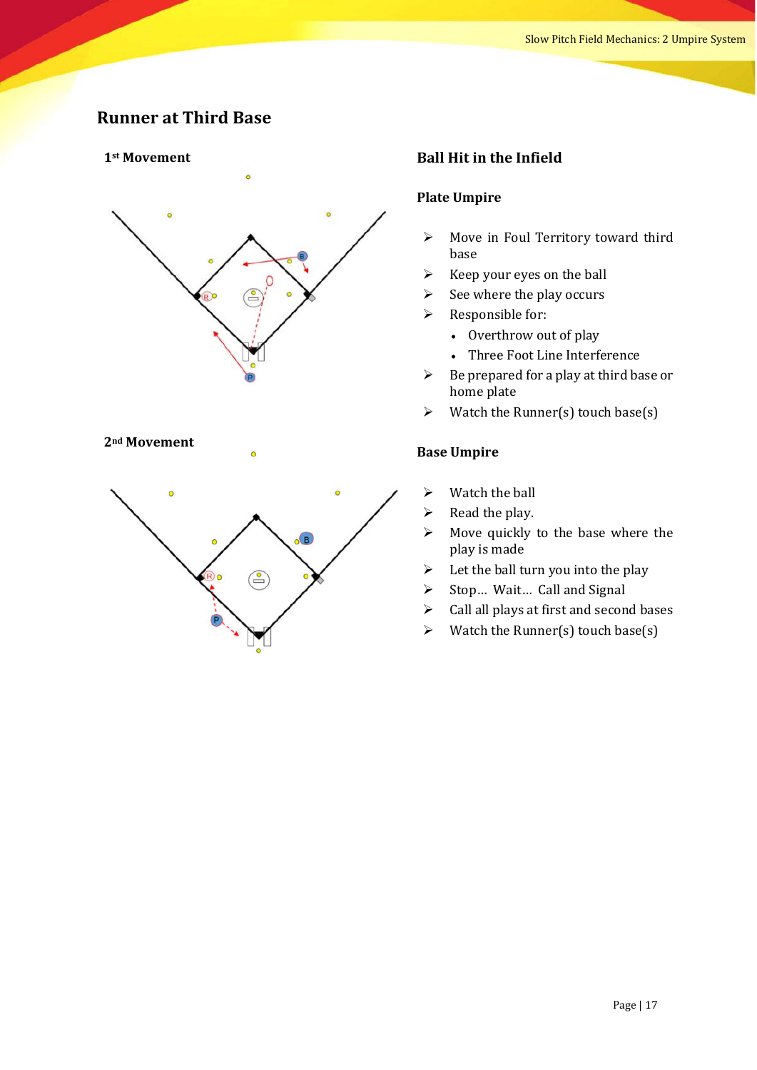## Runner at Third Base

**1st Movement**

**2nd Movement**

### Ball Hit in the Infield

#### Plate Umpire

- Move in Foul Territory toward third base
- Keep your eyes on the ball
- See where the play occurs
- Responsible for:
  - Overthrow out of play
  - Three Foot Line Interference
- Be prepared for a play at third base or home plate
- Watch the Runner(s) touch base(s)

#### Base Umpire

- Watch the ball
- Read the play.
- Move quickly to the base where the play is made
- Let the ball turn you into the play
- Stop… Wait… Call and Signal
- Call all plays at first and second bases
- Watch the Runner(s) touch base(s)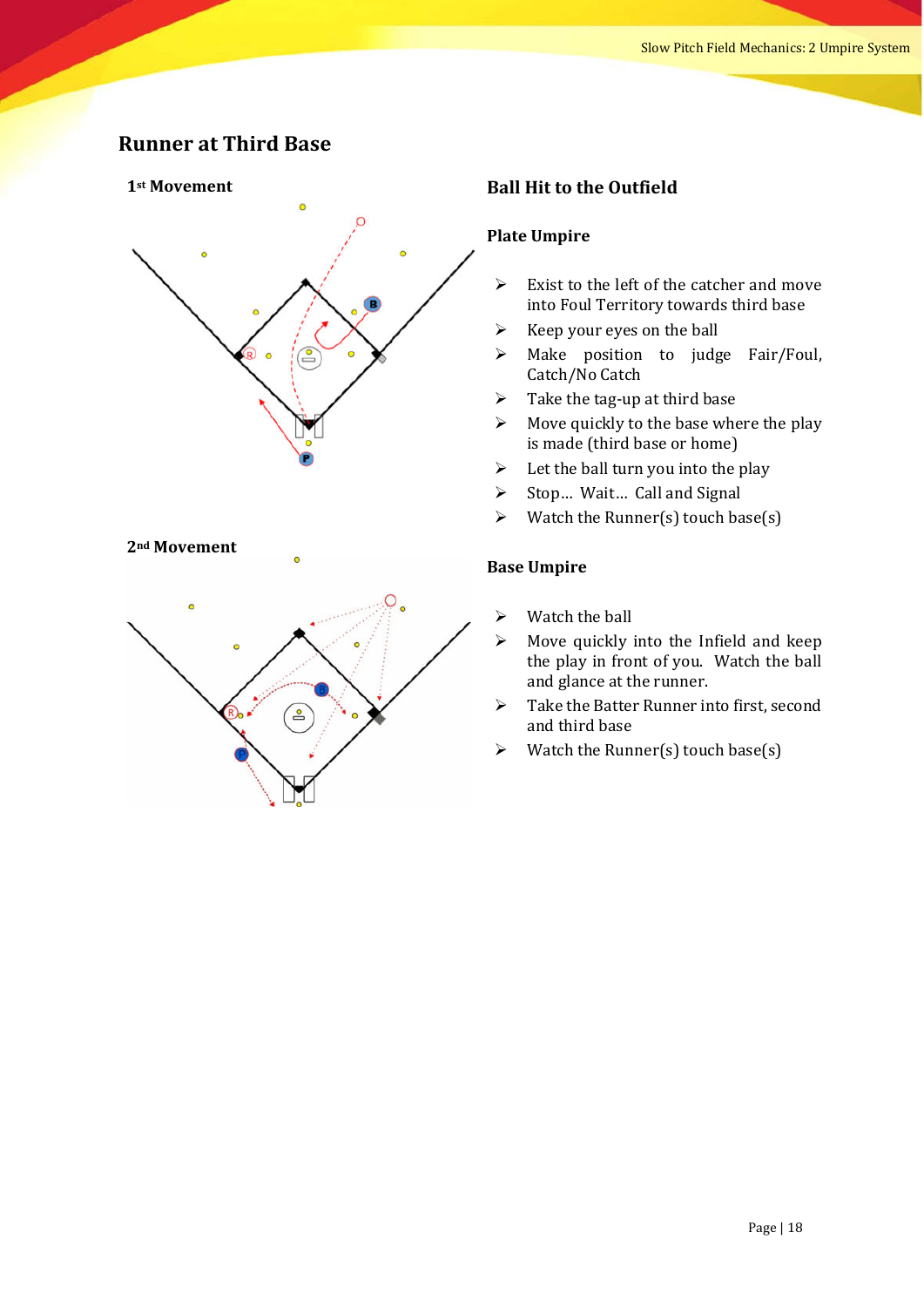## Runner at Third Base

### 1st Movement

### 2nd Movement

### Ball Hit to the Outfield

#### Plate Umpire

- Exist to the left of the catcher and move into Foul Territory towards third base
- Keep your eyes on the ball
- Make position to judge Fair/Foul, Catch/No Catch
- Take the tag-up at third base
- Move quickly to the base where the play is made (third base or home)
- Let the ball turn you into the play
- Stop… Wait… Call and Signal
- Watch the Runner(s) touch base(s)

#### Base Umpire

- Watch the ball
- Move quickly into the Infield and keep the play in front of you. Watch the ball and glance at the runner.
- Take the Batter Runner into first, second and third base
- Watch the Runner(s) touch base(s)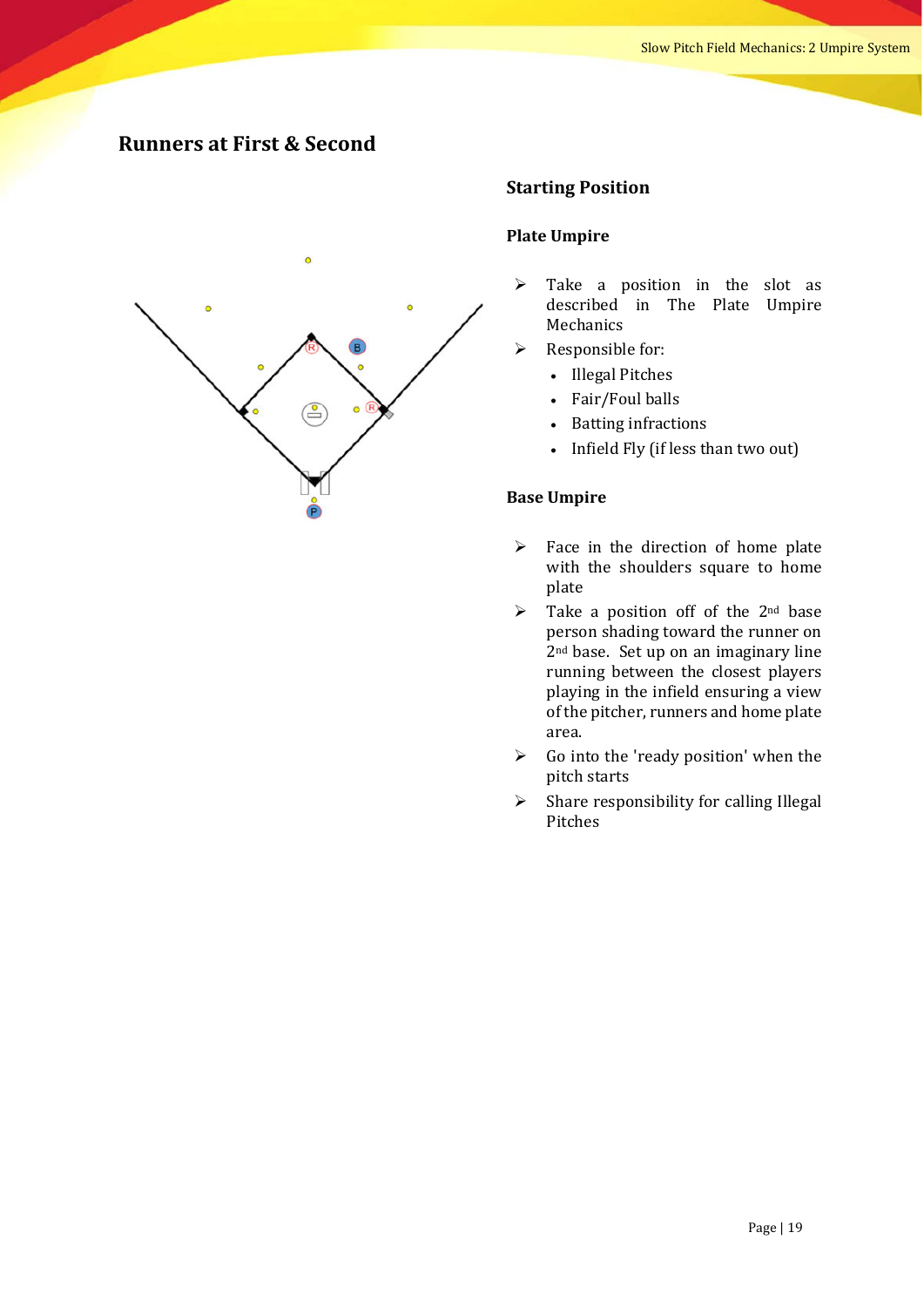## Runners at First & Second

### Starting Position

#### Plate Umpire

- Take a position in the slot as described in The Plate Umpire Mechanics
- Responsible for:
  - Illegal Pitches
  - Fair/Foul balls
  - Batting infractions
  - Infield Fly (if less than two out)

#### Base Umpire

- Face in the direction of home plate with the shoulders square to home plate
- Take a position off of the 2nd base person shading toward the runner on 2nd base. Set up on an imaginary line running between the closest players playing in the infield ensuring a view of the pitcher, runners and home plate area.
- Go into the 'ready position' when the pitch starts
- Share responsibility for calling Illegal Pitches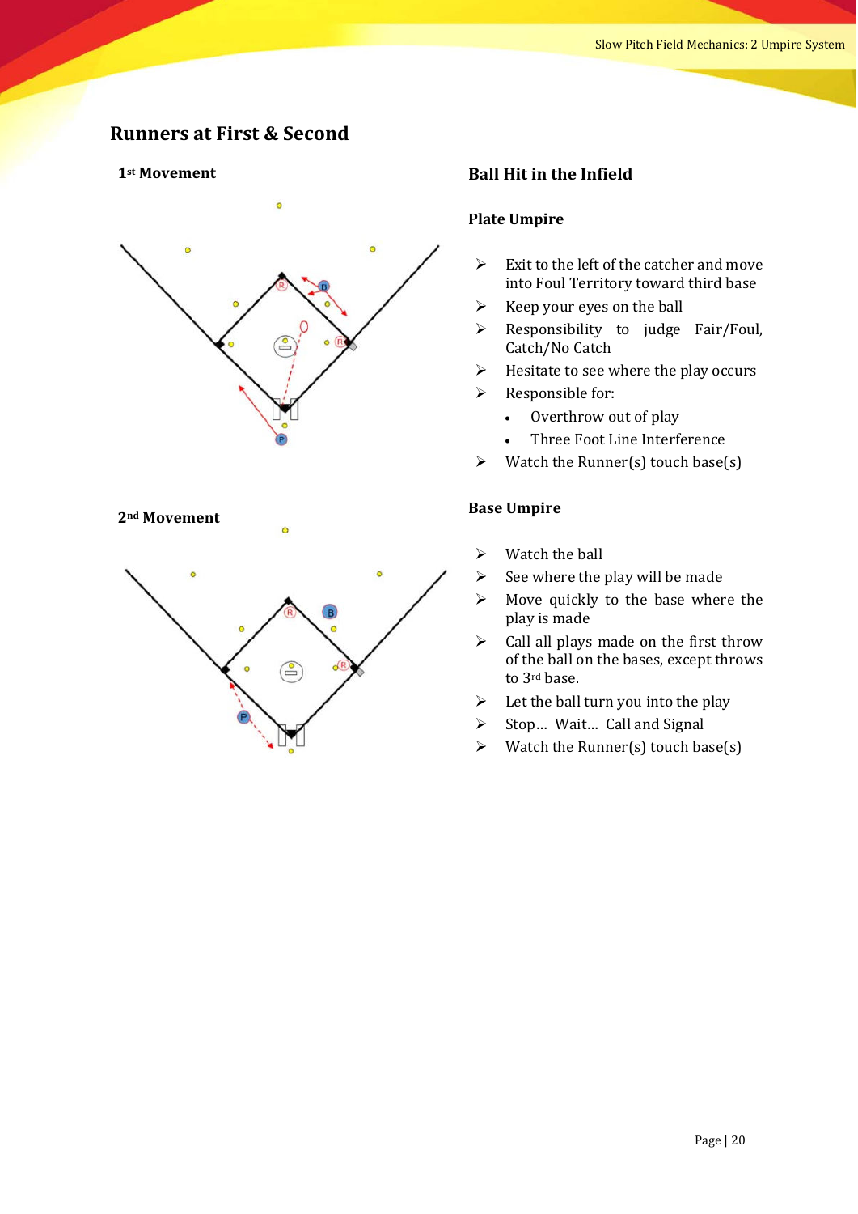## Runners at First & Second

**1st Movement**

**2nd Movement**

### Ball Hit in the Infield

#### Plate Umpire

- Exit to the left of the catcher and move into Foul Territory toward third base
- Keep your eyes on the ball
- Responsibility to judge Fair/Foul, Catch/No Catch
- Hesitate to see where the play occurs
- Responsible for:
  - Overthrow out of play
  - Three Foot Line Interference
- Watch the Runner(s) touch base(s)

#### Base Umpire

- Watch the ball
- See where the play will be made
- Move quickly to the base where the play is made
- Call all plays made on the first throw of the ball on the bases, except throws to 3rd base.
- Let the ball turn you into the play
- Stop… Wait… Call and Signal
- Watch the Runner(s) touch base(s)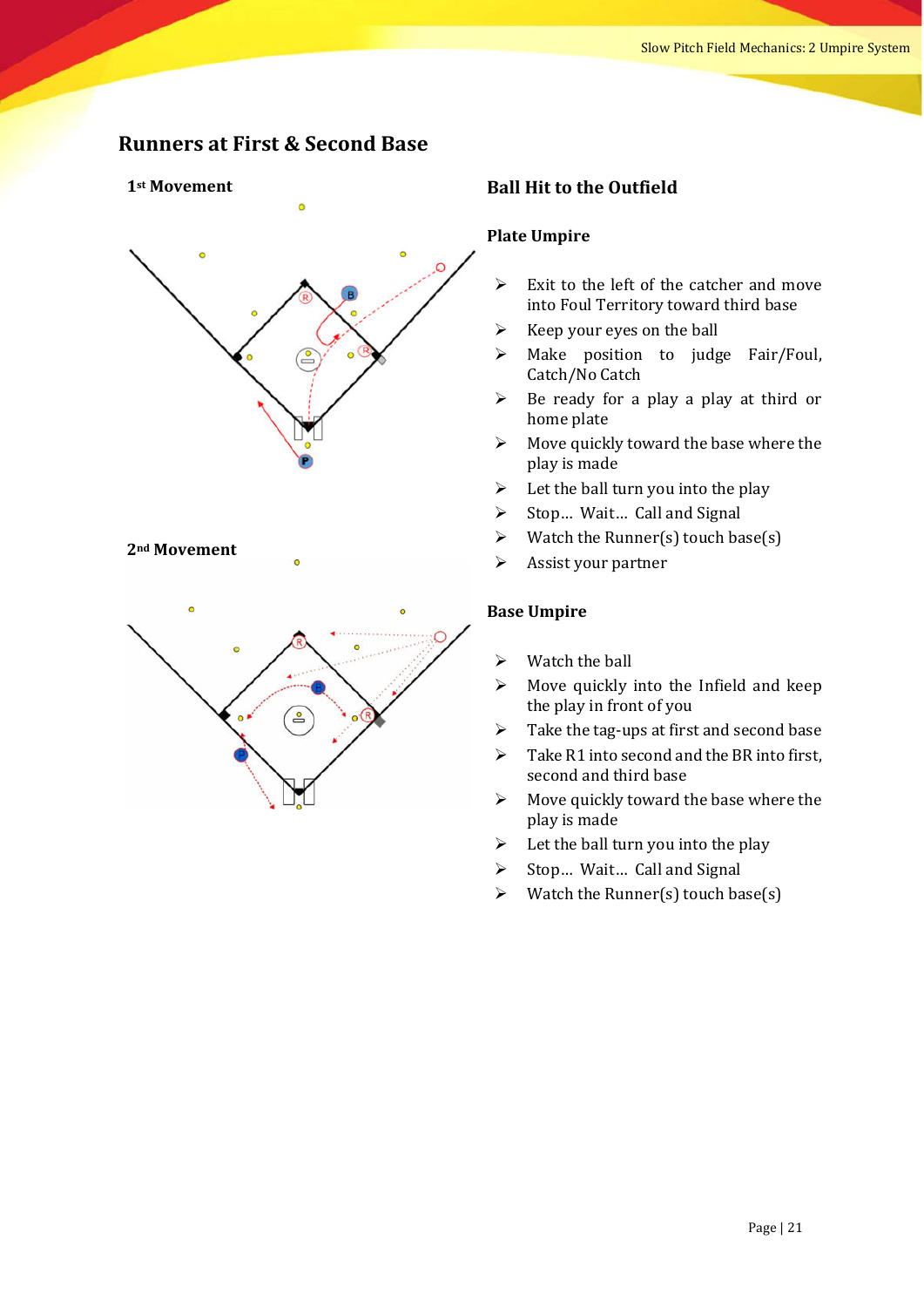## Runners at First & Second Base

**1st Movement**

**2nd Movement**

### Ball Hit to the Outfield

#### Plate Umpire

- Exit to the left of the catcher and move into Foul Territory toward third base
- Keep your eyes on the ball
- Make position to judge Fair/Foul, Catch/No Catch
- Be ready for a play a play at third or home plate
- Move quickly toward the base where the play is made
- Let the ball turn you into the play
- Stop… Wait… Call and Signal
- Watch the Runner(s) touch base(s)
- Assist your partner

#### Base Umpire

- Watch the ball
- Move quickly into the Infield and keep the play in front of you
- Take the tag-ups at first and second base
- Take R1 into second and the BR into first, second and third base
- Move quickly toward the base where the play is made
- Let the ball turn you into the play
- Stop… Wait… Call and Signal
- Watch the Runner(s) touch base(s)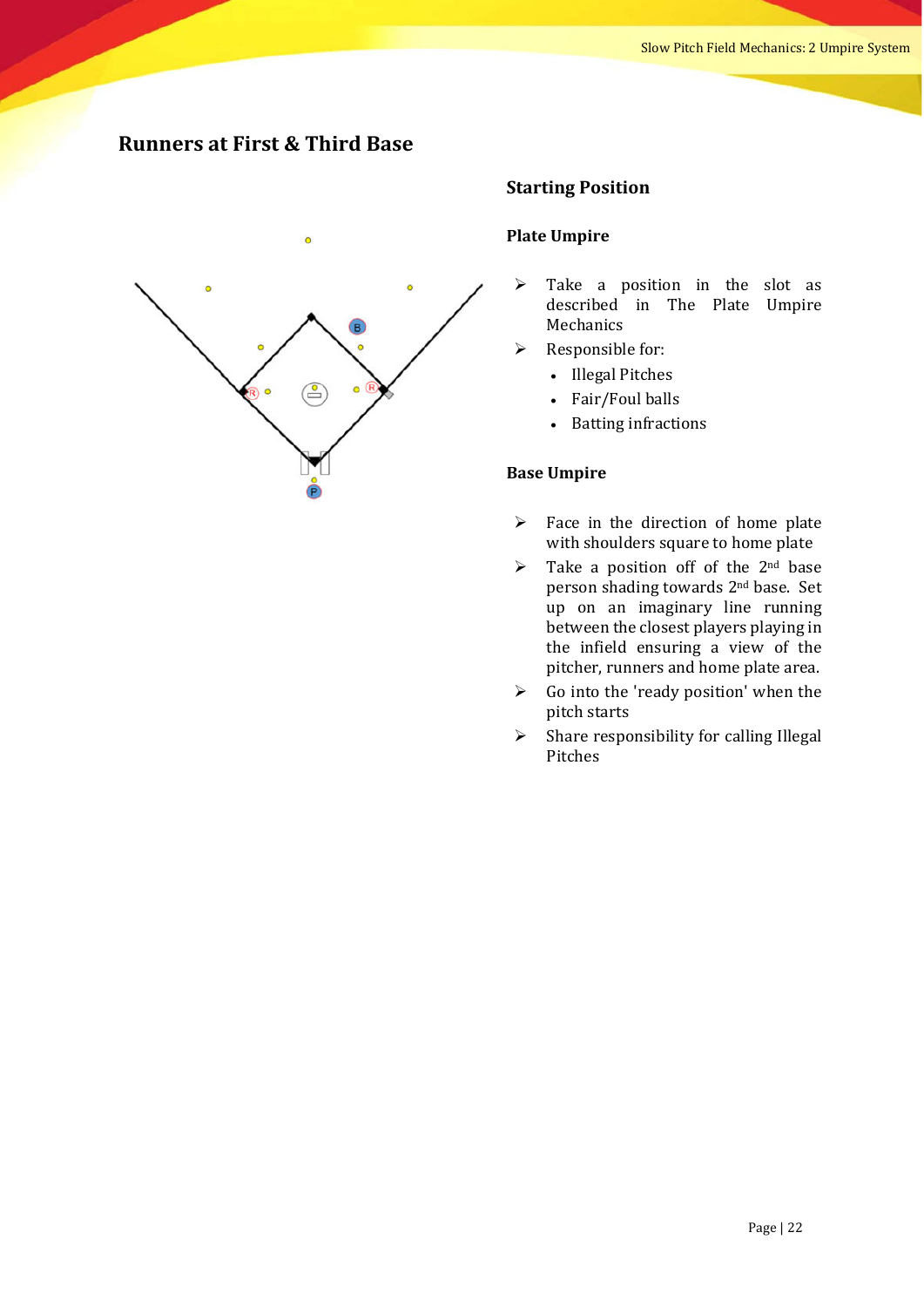## Runners at First & Third Base

### Starting Position

#### Plate Umpire

- Take a position in the slot as described in The Plate Umpire Mechanics
- Responsible for:
  - Illegal Pitches
  - Fair/Foul balls
  - Batting infractions

#### Base Umpire

- Face in the direction of home plate with shoulders square to home plate
- Take a position off of the 2nd base person shading towards 2nd base. Set up on an imaginary line running between the closest players playing in the infield ensuring a view of the pitcher, runners and home plate area.
- Go into the 'ready position' when the pitch starts
- Share responsibility for calling Illegal Pitches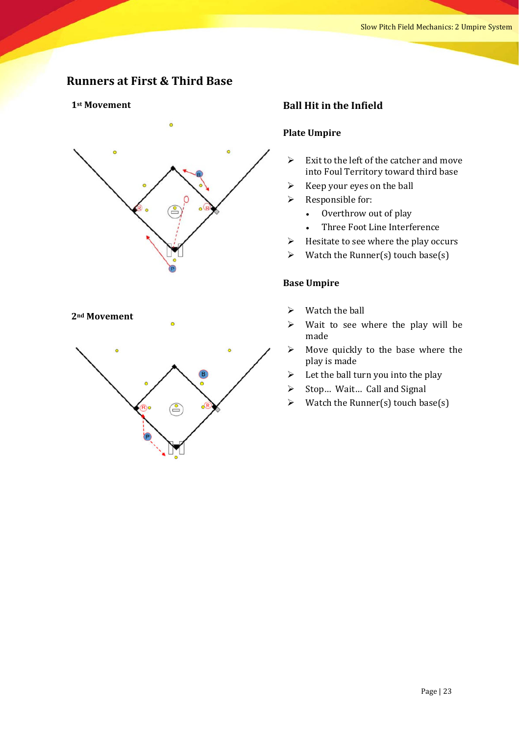## Runners at First & Third Base

**1st Movement**

**2nd Movement**

### Ball Hit in the Infield

#### Plate Umpire

- Exit to the left of the catcher and move into Foul Territory toward third base
- Keep your eyes on the ball
- Responsible for:
  - Overthrow out of play
  - Three Foot Line Interference
- Hesitate to see where the play occurs
- Watch the Runner(s) touch base(s)

#### Base Umpire

- Watch the ball
- Wait to see where the play will be made
- Move quickly to the base where the play is made
- Let the ball turn you into the play
- Stop… Wait… Call and Signal
- Watch the Runner(s) touch base(s)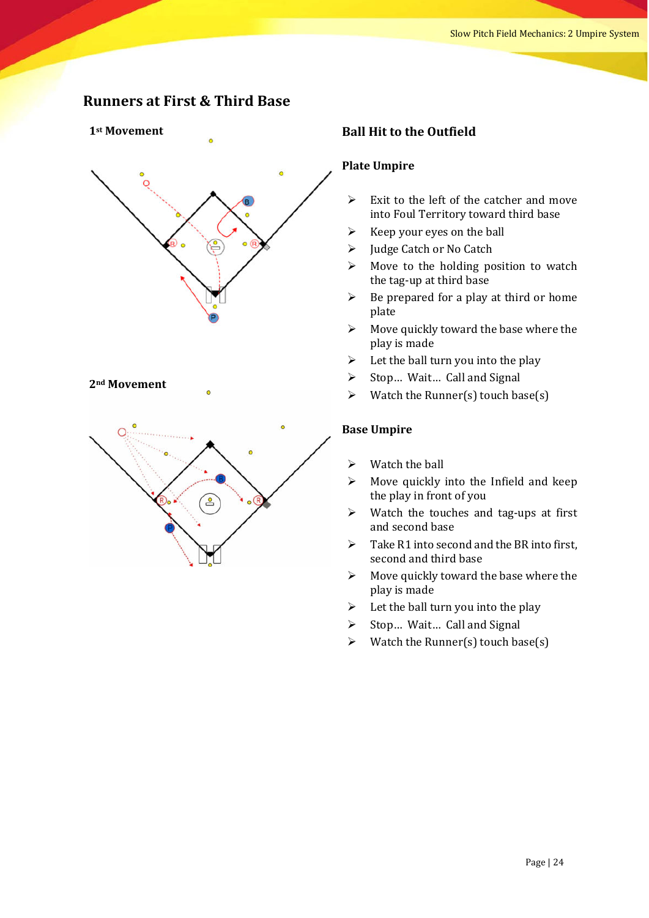## Runners at First & Third Base

**1st Movement**

**2nd Movement**

### Ball Hit to the Outfield

#### Plate Umpire

- Exit to the left of the catcher and move into Foul Territory toward third base
- Keep your eyes on the ball
- Judge Catch or No Catch
- Move to the holding position to watch the tag-up at third base
- Be prepared for a play at third or home plate
- Move quickly toward the base where the play is made
- Let the ball turn you into the play
- Stop… Wait… Call and Signal
- Watch the Runner(s) touch base(s)

#### Base Umpire

- Watch the ball
- Move quickly into the Infield and keep the play in front of you
- Watch the touches and tag-ups at first and second base
- Take R1 into second and the BR into first, second and third base
- Move quickly toward the base where the play is made
- Let the ball turn you into the play
- Stop… Wait… Call and Signal
- Watch the Runner(s) touch base(s)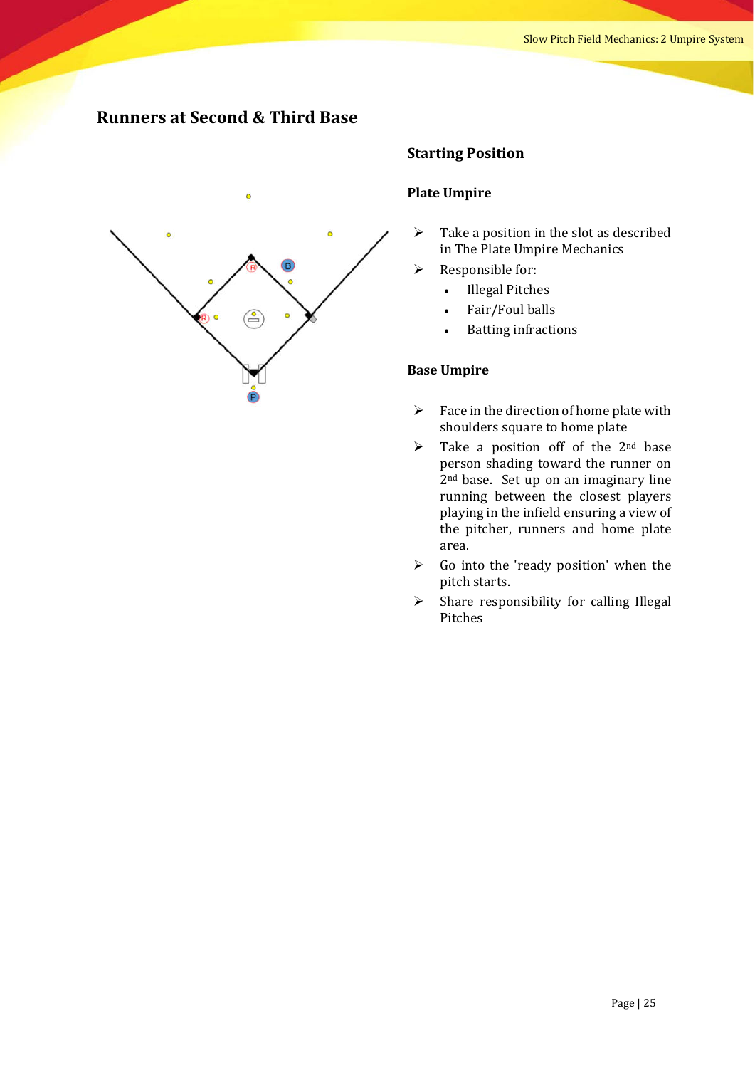## Runners at Second & Third Base

### Starting Position

#### Plate Umpire

- Take a position in the slot as described in The Plate Umpire Mechanics
- Responsible for:
  - Illegal Pitches
  - Fair/Foul balls
  - Batting infractions

#### Base Umpire

- Face in the direction of home plate with shoulders square to home plate
- Take a position off of the 2nd base person shading toward the runner on 2nd base. Set up on an imaginary line running between the closest players playing in the infield ensuring a view of the pitcher, runners and home plate area.
- Go into the 'ready position' when the pitch starts.
- Share responsibility for calling Illegal Pitches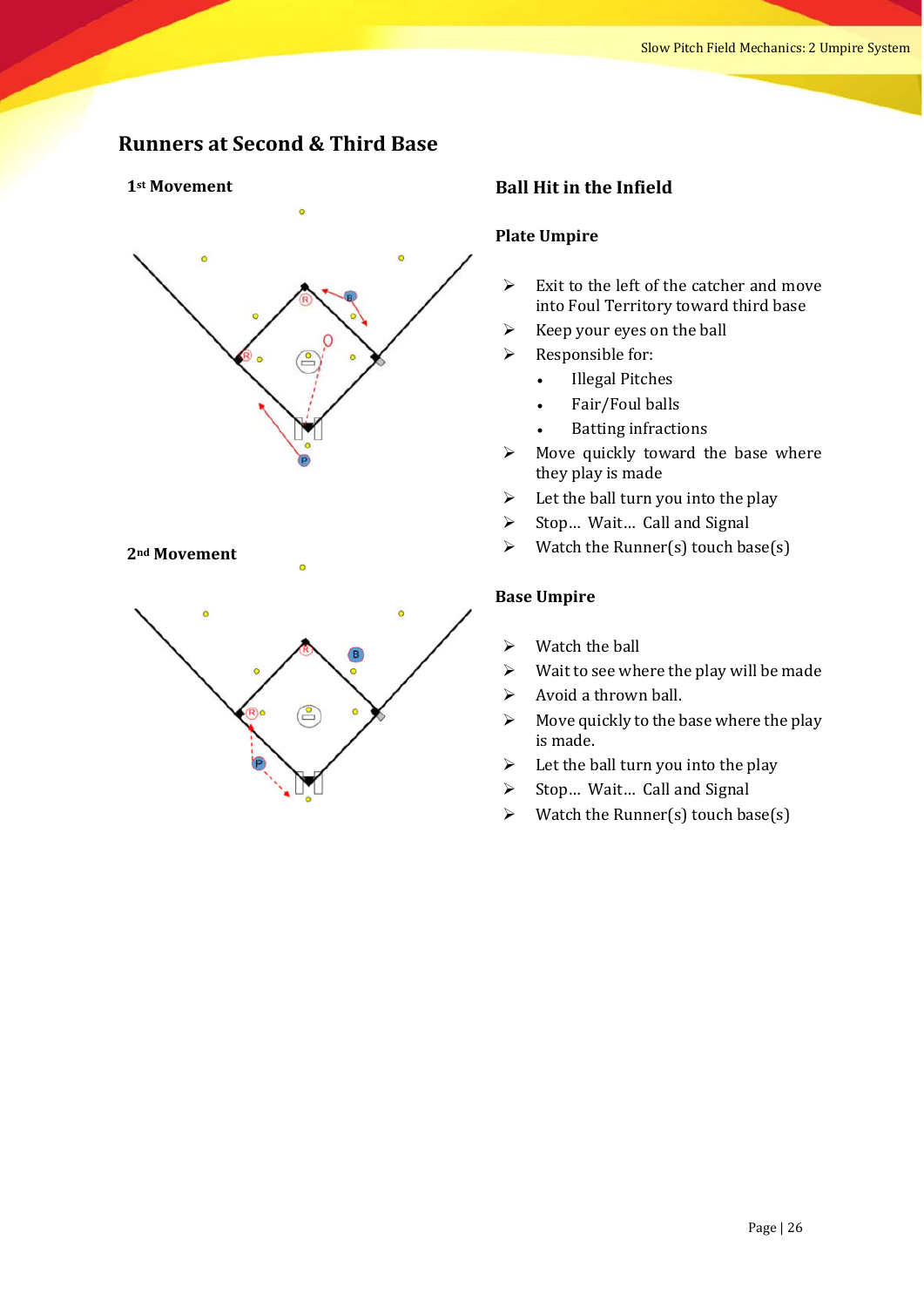## Runners at Second & Third Base

**1st Movement**

**2nd Movement**

### Ball Hit in the Infield

#### Plate Umpire

- Exit to the left of the catcher and move into Foul Territory toward third base
- Keep your eyes on the ball
- Responsible for:
  - Illegal Pitches
  - Fair/Foul balls
  - Batting infractions
- Move quickly toward the base where they play is made
- Let the ball turn you into the play
- Stop… Wait… Call and Signal
- Watch the Runner(s) touch base(s)

#### Base Umpire

- Watch the ball
- Wait to see where the play will be made
- Avoid a thrown ball.
- Move quickly to the base where the play is made.
- Let the ball turn you into the play
- Stop… Wait… Call and Signal
- Watch the Runner(s) touch base(s)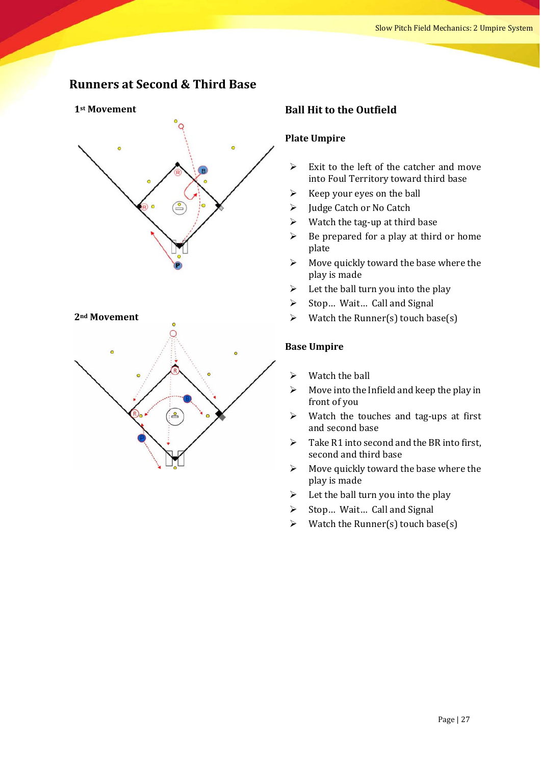## Runners at Second & Third Base

**1st Movement**

**2nd Movement**

### Ball Hit to the Outfield

#### Plate Umpire

- Exit to the left of the catcher and move into Foul Territory toward third base
- Keep your eyes on the ball
- Judge Catch or No Catch
- Watch the tag-up at third base
- Be prepared for a play at third or home plate
- Move quickly toward the base where the play is made
- Let the ball turn you into the play
- Stop… Wait… Call and Signal
- Watch the Runner(s) touch base(s)

#### Base Umpire

- Watch the ball
- Move into the Infield and keep the play in front of you
- Watch the touches and tag-ups at first and second base
- Take R1 into second and the BR into first, second and third base
- Move quickly toward the base where the play is made
- Let the ball turn you into the play
- Stop… Wait… Call and Signal
- Watch the Runner(s) touch base(s)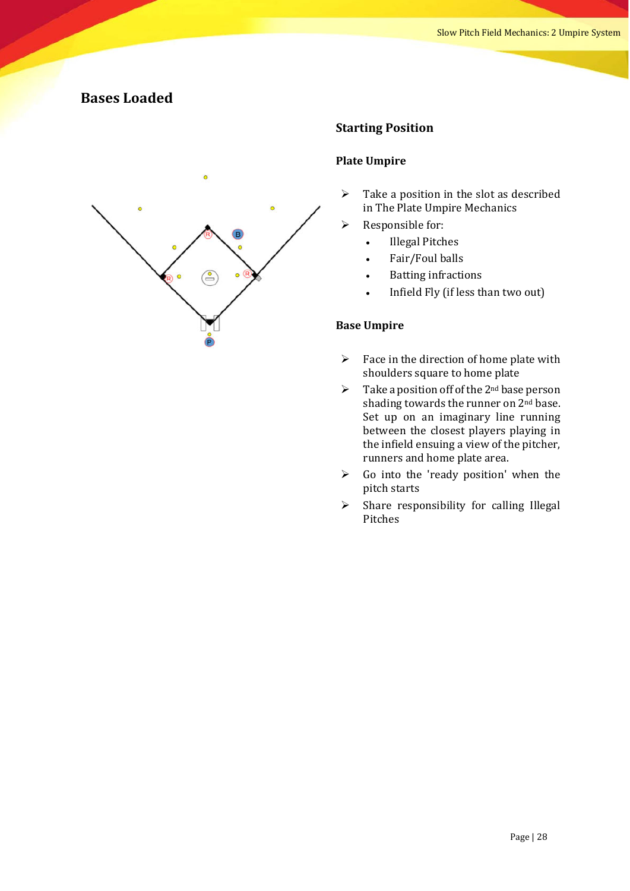## Bases Loaded

### Starting Position

#### Plate Umpire

- Take a position in the slot as described in The Plate Umpire Mechanics
- Responsible for:
  - Illegal Pitches
  - Fair/Foul balls
  - Batting infractions
  - Infield Fly (if less than two out)

#### Base Umpire

- Face in the direction of home plate with shoulders square to home plate
- Take a position off of the 2nd base person shading towards the runner on 2nd base. Set up on an imaginary line running between the closest players playing in the infield ensuing a view of the pitcher, runners and home plate area.
- Go into the 'ready position' when the pitch starts
- Share responsibility for calling Illegal Pitches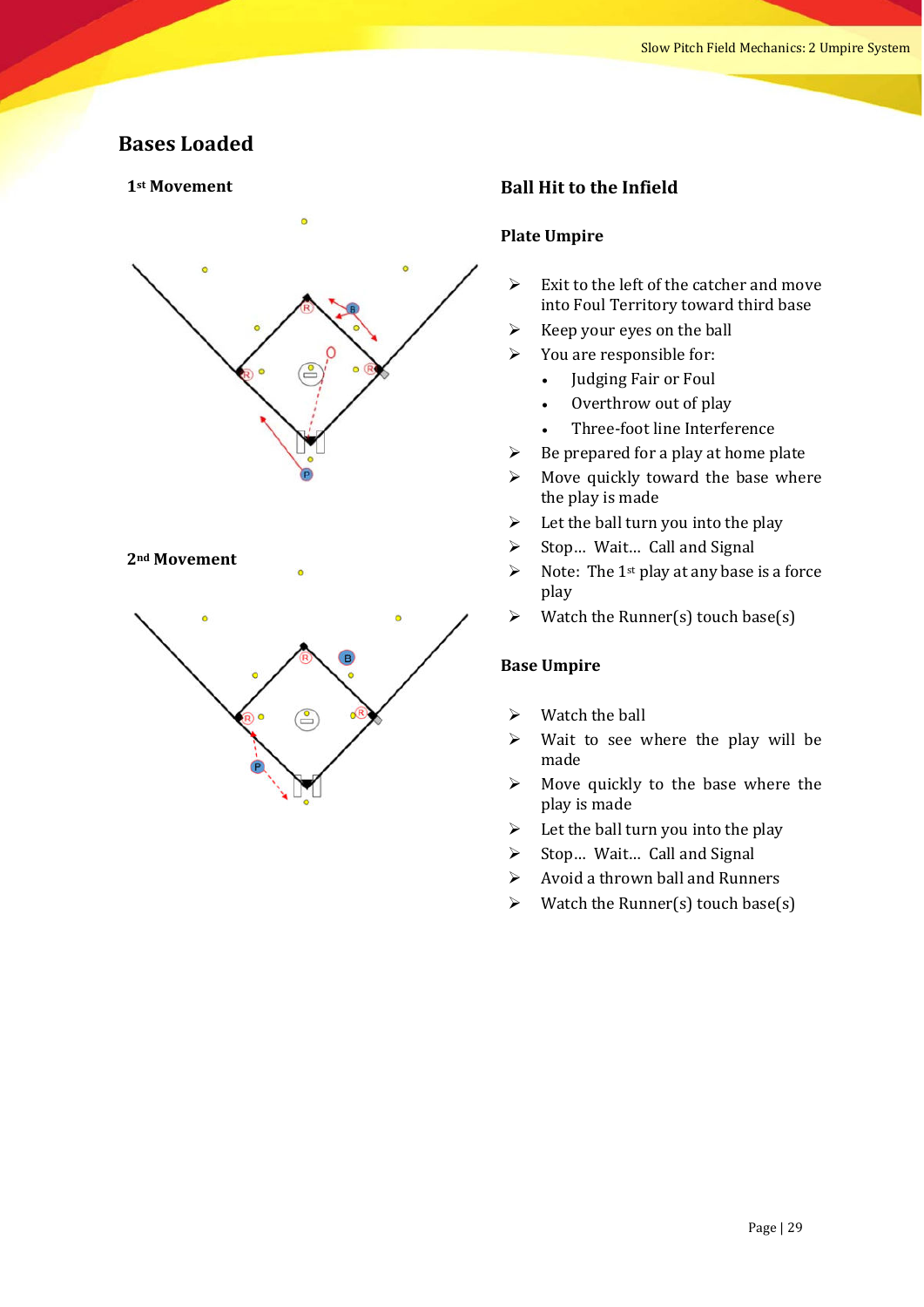## Bases Loaded

**1st Movement**

**2nd Movement**

### Ball Hit to the Infield

#### Plate Umpire

- Exit to the left of the catcher and move into Foul Territory toward third base
- Keep your eyes on the ball
- You are responsible for:
  - Judging Fair or Foul
  - Overthrow out of play
  - Three-foot line Interference
- Be prepared for a play at home plate
- Move quickly toward the base where the play is made
- Let the ball turn you into the play
- Stop… Wait… Call and Signal
- Note: The 1st play at any base is a force play
- Watch the Runner(s) touch base(s)

#### Base Umpire

- Watch the ball
- Wait to see where the play will be made
- Move quickly to the base where the play is made
- Let the ball turn you into the play
- Stop… Wait… Call and Signal
- Avoid a thrown ball and Runners
- Watch the Runner(s) touch base(s)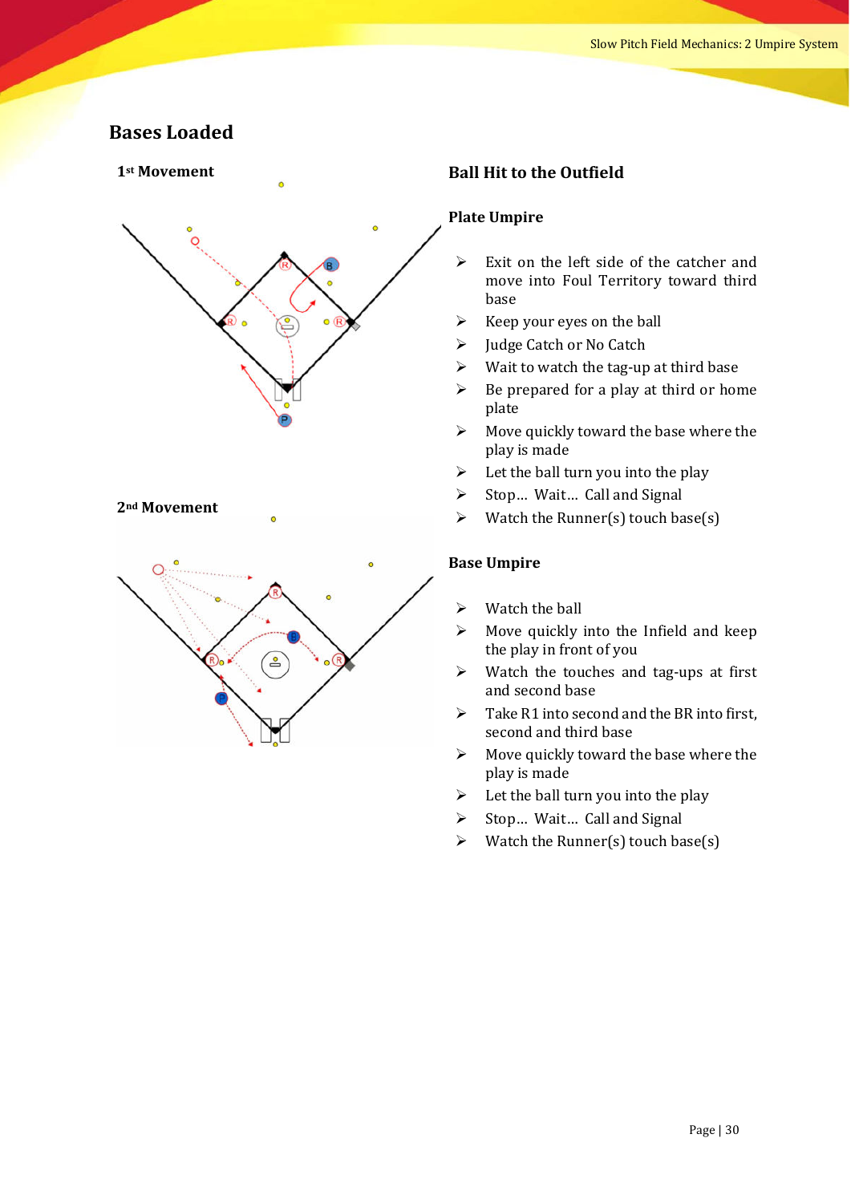## Bases Loaded

**1st Movement**

**2nd Movement**

### Ball Hit to the Outfield

#### Plate Umpire

- Exit on the left side of the catcher and move into Foul Territory toward third base
- Keep your eyes on the ball
- Judge Catch or No Catch
- Wait to watch the tag-up at third base
- Be prepared for a play at third or home plate
- Move quickly toward the base where the play is made
- Let the ball turn you into the play
- Stop… Wait… Call and Signal
- Watch the Runner(s) touch base(s)

#### Base Umpire

- Watch the ball
- Move quickly into the Infield and keep the play in front of you
- Watch the touches and tag-ups at first and second base
- Take R1 into second and the BR into first, second and third base
- Move quickly toward the base where the play is made
- Let the ball turn you into the play
- Stop… Wait… Call and Signal
- Watch the Runner(s) touch base(s)